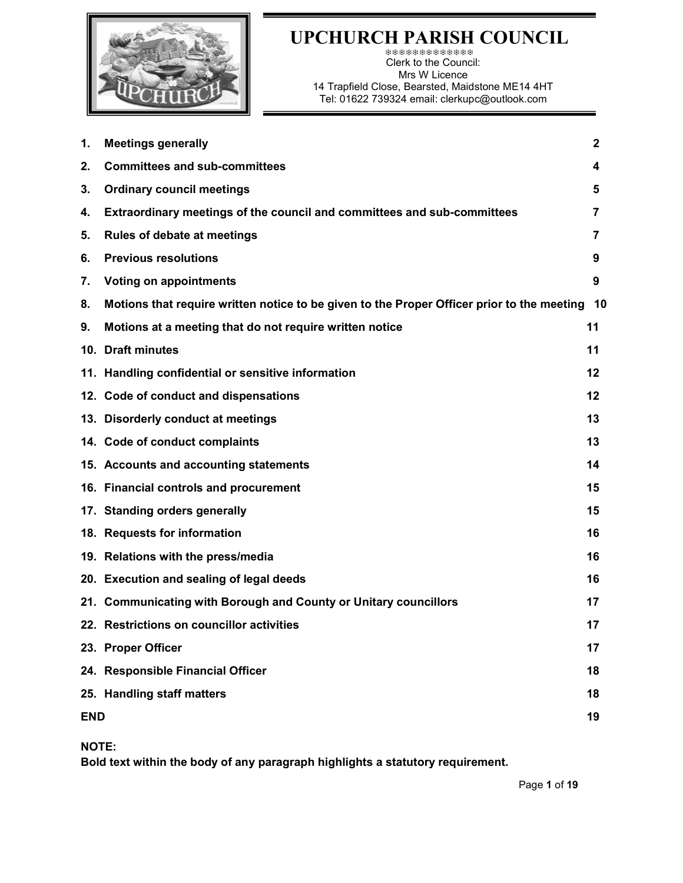# UPCHURCH PARISH COUNCIL

❄❄❄❄❄❄❄❄❄❄❄❄❄

Clerk to the Council:
Mrs W Licence
14 Trapfield Close, Bearsted, Maidstone ME14 4HT
Tel: 01622 739324 email: clerkupc@outlook.com

| | | |
|---|---|---|
| **1.** | **Meetings generally** | **2** |
| **2.** | **Committees and sub-committees** | **4** |
| **3.** | **Ordinary council meetings** | **5** |
| **4.** | **Extraordinary meetings of the council and committees and sub-committees** | **7** |
| **5.** | **Rules of debate at meetings** | **7** |
| **6.** | **Previous resolutions** | **9** |
| **7.** | **Voting on appointments** | **9** |
| **8.** | **Motions that require written notice to be given to the Proper Officer prior to the meeting** | **10** |
| **9.** | **Motions at a meeting that do not require written notice** | **11** |
| **10.** | **Draft minutes** | **11** |
| **11.** | **Handling confidential or sensitive information** | **12** |
| **12.** | **Code of conduct and dispensations** | **12** |
| **13.** | **Disorderly conduct at meetings** | **13** |
| **14.** | **Code of conduct complaints** | **13** |
| **15.** | **Accounts and accounting statements** | **14** |
| **16.** | **Financial controls and procurement** | **15** |
| **17.** | **Standing orders generally** | **15** |
| **18.** | **Requests for information** | **16** |
| **19.** | **Relations with the press/media** | **16** |
| **20.** | **Execution and sealing of legal deeds** | **16** |
| **21.** | **Communicating with Borough and County or Unitary councillors** | **17** |
| **22.** | **Restrictions on councillor activities** | **17** |
| **23.** | **Proper Officer** | **17** |
| **24.** | **Responsible Financial Officer** | **18** |
| **25.** | **Handling staff matters** | **18** |
| **END** | | **19** |

**NOTE:**
**Bold text within the body of any paragraph highlights a statutory requirement.**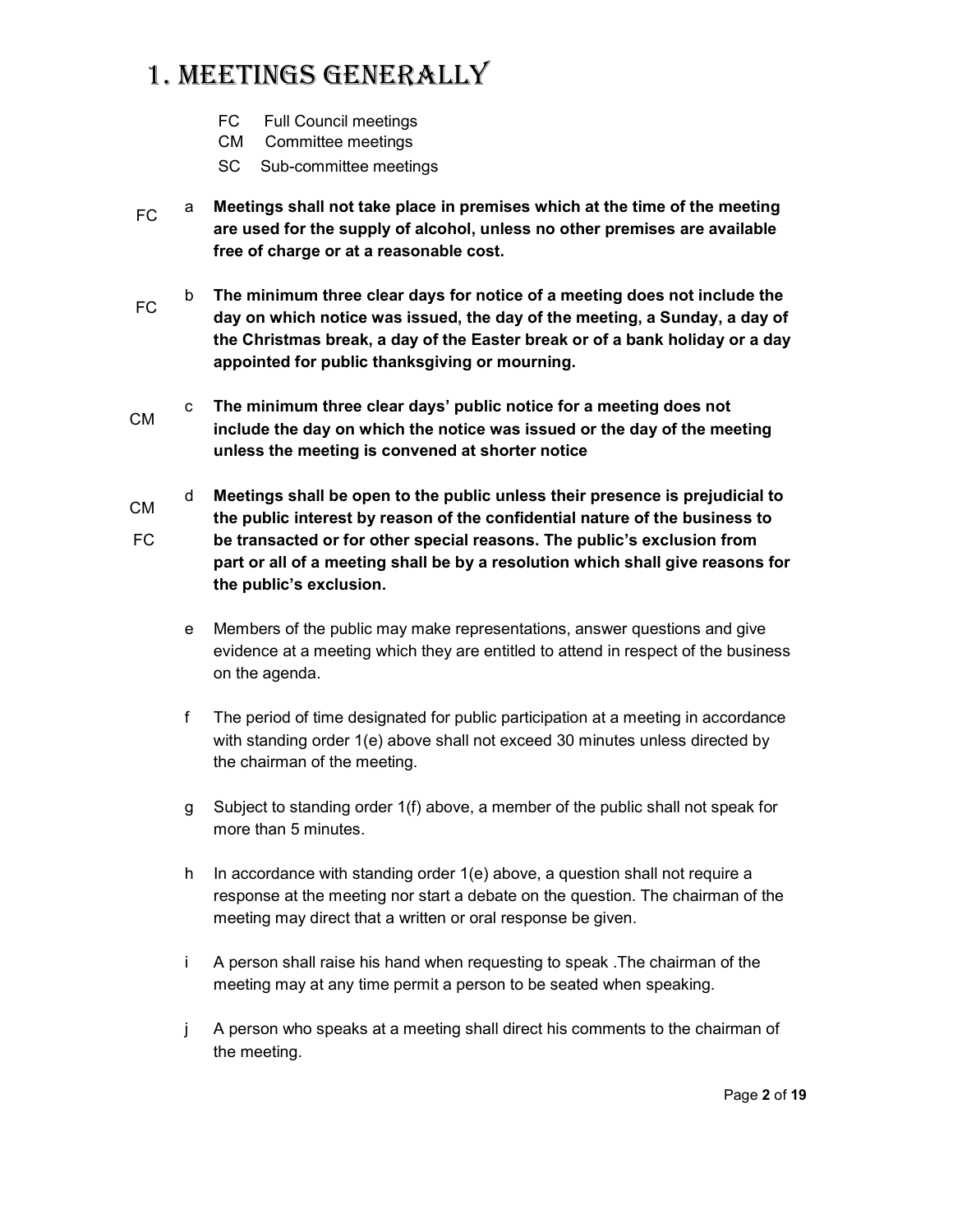# 1. MEETINGS GENERALLY

FC Full Council meetings
CM Committee meetings
SC Sub-committee meetings

FC a **Meetings shall not take place in premises which at the time of the meeting are used for the supply of alcohol, unless no other premises are available free of charge or at a reasonable cost.**

FC b **The minimum three clear days for notice of a meeting does not include the day on which notice was issued, the day of the meeting, a Sunday, a day of the Christmas break, a day of the Easter break or of a bank holiday or a day appointed for public thanksgiving or mourning.**

CM c **The minimum three clear days' public notice for a meeting does not include the day on which the notice was issued or the day of the meeting unless the meeting is convened at shorter notice**

CM FC d **Meetings shall be open to the public unless their presence is prejudicial to the public interest by reason of the confidential nature of the business to be transacted or for other special reasons. The public's exclusion from part or all of a meeting shall be by a resolution which shall give reasons for the public's exclusion.**

e Members of the public may make representations, answer questions and give evidence at a meeting which they are entitled to attend in respect of the business on the agenda.

f The period of time designated for public participation at a meeting in accordance with standing order 1(e) above shall not exceed 30 minutes unless directed by the chairman of the meeting.

g Subject to standing order 1(f) above, a member of the public shall not speak for more than 5 minutes.

h In accordance with standing order 1(e) above, a question shall not require a response at the meeting nor start a debate on the question. The chairman of the meeting may direct that a written or oral response be given.

i A person shall raise his hand when requesting to speak .The chairman of the meeting may at any time permit a person to be seated when speaking.

j A person who speaks at a meeting shall direct his comments to the chairman of the meeting.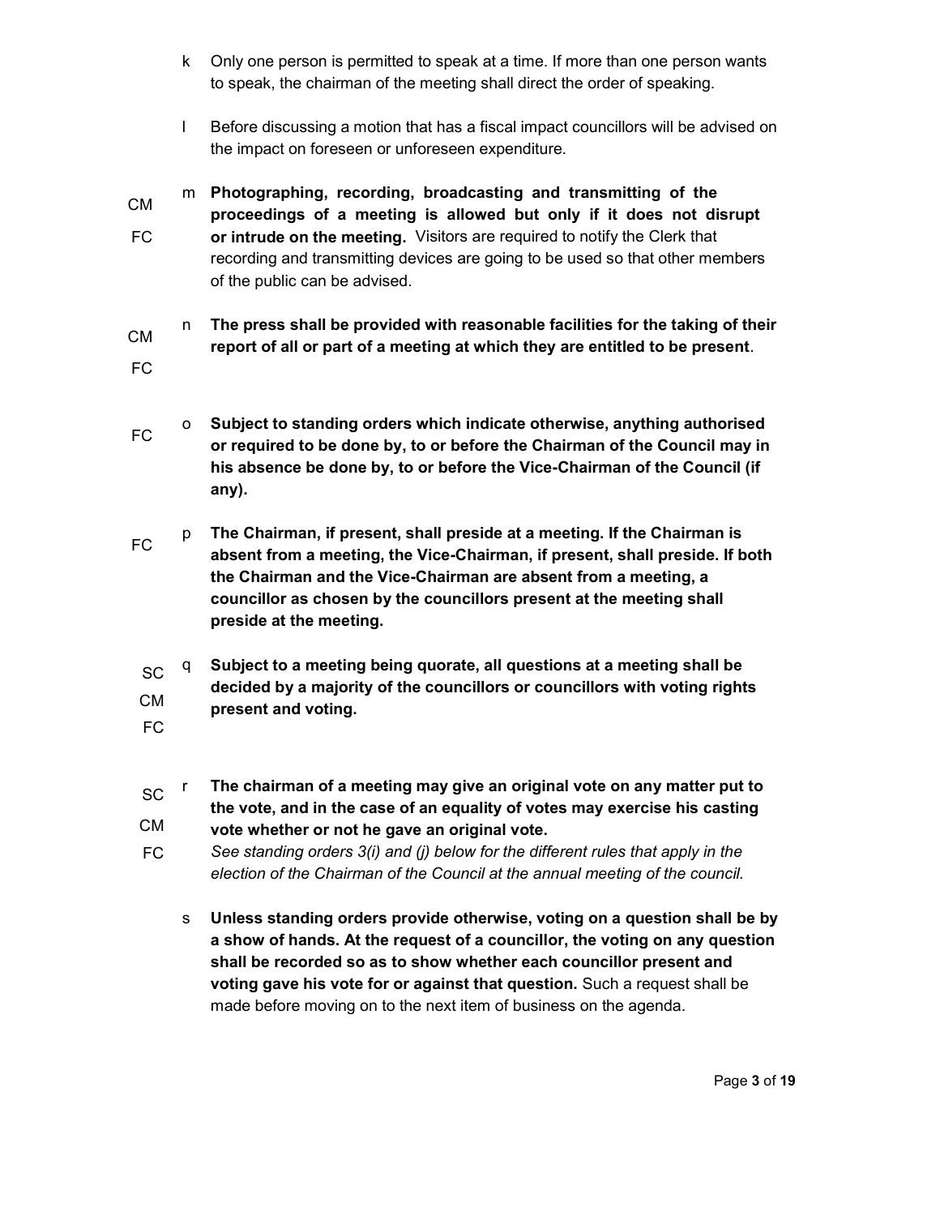k Only one person is permitted to speak at a time. If more than one person wants to speak, the chairman of the meeting shall direct the order of speaking.

l Before discussing a motion that has a fiscal impact councillors will be advised on the impact on foreseen or unforeseen expenditure.

CM FC m **Photographing, recording, broadcasting and transmitting of the proceedings of a meeting is allowed but only if it does not disrupt or intrude on the meeting.** Visitors are required to notify the Clerk that recording and transmitting devices are going to be used so that other members of the public can be advised.

CM FC n **The press shall be provided with reasonable facilities for the taking of their report of all or part of a meeting at which they are entitled to be present**.

FC o **Subject to standing orders which indicate otherwise, anything authorised or required to be done by, to or before the Chairman of the Council may in his absence be done by, to or before the Vice-Chairman of the Council (if any).**

FC p **The Chairman, if present, shall preside at a meeting. If the Chairman is absent from a meeting, the Vice-Chairman, if present, shall preside. If both the Chairman and the Vice-Chairman are absent from a meeting, a councillor as chosen by the councillors present at the meeting shall preside at the meeting.**

SC CM FC q **Subject to a meeting being quorate, all questions at a meeting shall be decided by a majority of the councillors or councillors with voting rights present and voting.**

SC CM FC r **The chairman of a meeting may give an original vote on any matter put to the vote, and in the case of an equality of votes may exercise his casting vote whether or not he gave an original vote.**
*See standing orders 3(i) and (j) below for the different rules that apply in the election of the Chairman of the Council at the annual meeting of the council.*

s **Unless standing orders provide otherwise, voting on a question shall be by a show of hands. At the request of a councillor, the voting on any question shall be recorded so as to show whether each councillor present and voting gave his vote for or against that question.** Such a request shall be made before moving on to the next item of business on the agenda.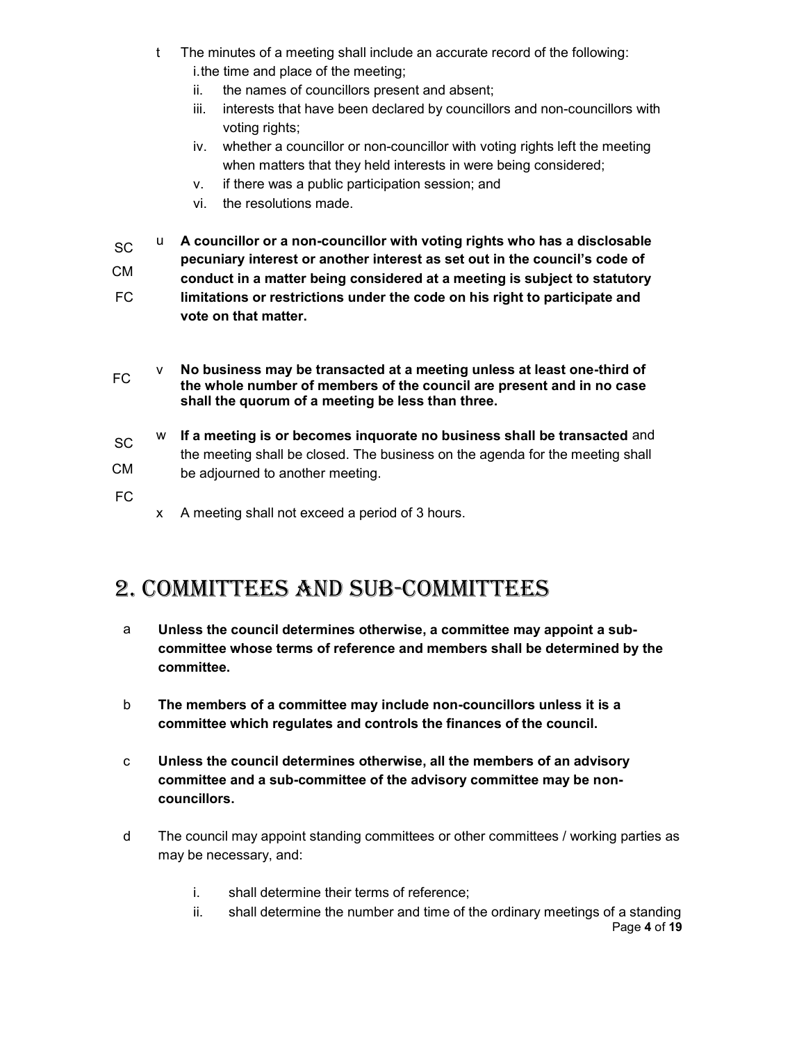t The minutes of a meeting shall include an accurate record of the following:

   i. the time and place of the meeting;
   ii. the names of councillors present and absent;
   iii. interests that have been declared by councillors and non-councillors with voting rights;
   iv. whether a councillor or non-councillor with voting rights left the meeting when matters that they held interests in were being considered;
   v. if there was a public participation session; and
   vi. the resolutions made.

SC CM FC u **A councillor or a non-councillor with voting rights who has a disclosable pecuniary interest or another interest as set out in the council's code of conduct in a matter being considered at a meeting is subject to statutory limitations or restrictions under the code on his right to participate and vote on that matter.**

FC v **No business may be transacted at a meeting unless at least one-third of the whole number of members of the council are present and in no case shall the quorum of a meeting be less than three.**

SC CM FC w **If a meeting is or becomes inquorate no business shall be transacted** and the meeting shall be closed. The business on the agenda for the meeting shall be adjourned to another meeting.

x A meeting shall not exceed a period of 3 hours.

# 2. Committees and Sub-Committees

a **Unless the council determines otherwise, a committee may appoint a sub-committee whose terms of reference and members shall be determined by the committee.**

b **The members of a committee may include non-councillors unless it is a committee which regulates and controls the finances of the council.**

c **Unless the council determines otherwise, all the members of an advisory committee and a sub-committee of the advisory committee may be non-councillors.**

d The council may appoint standing committees or other committees / working parties as may be necessary, and:

   i. shall determine their terms of reference;
   ii. shall determine the number and time of the ordinary meetings of a standing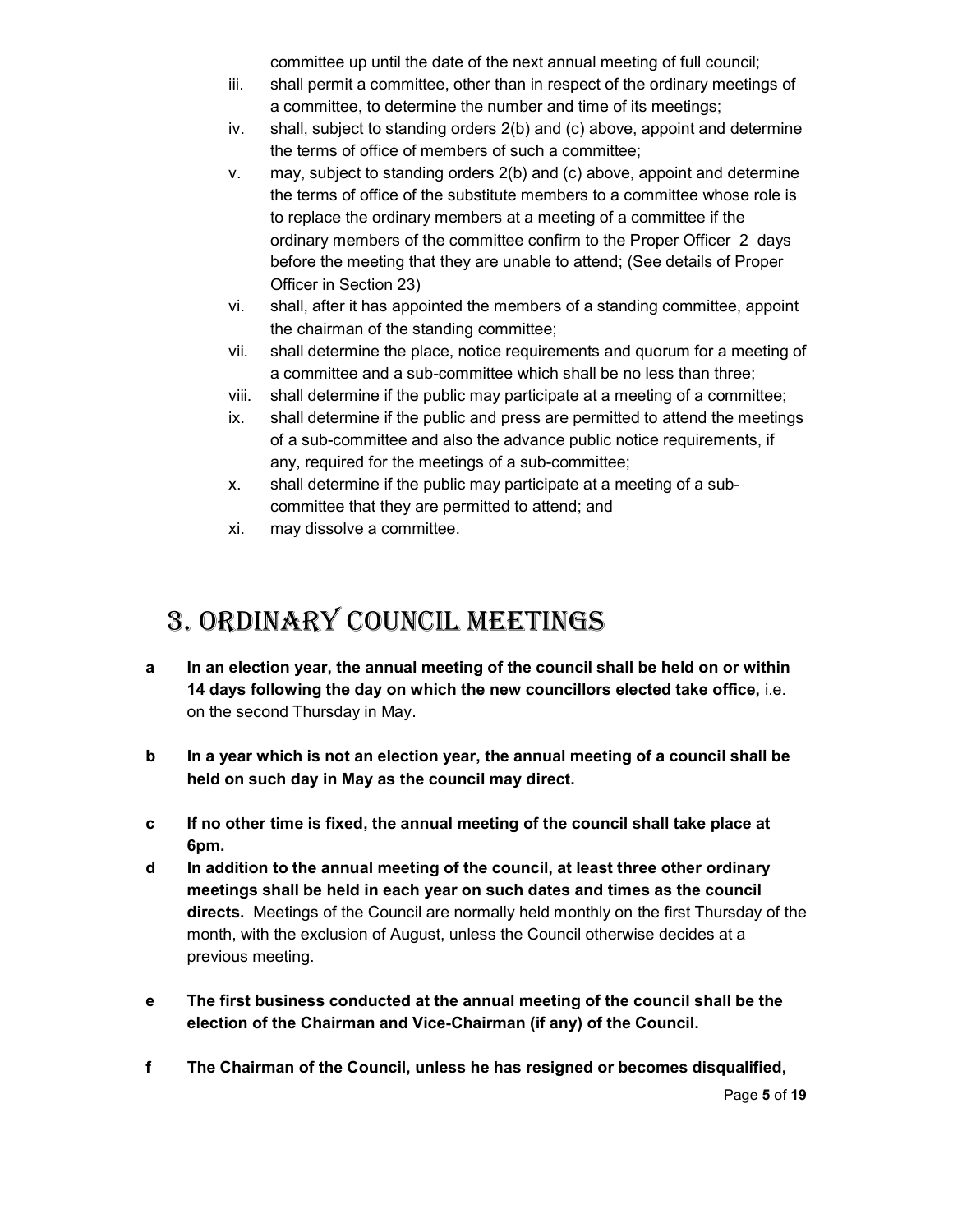committee up until the date of the next annual meeting of full council;

iii. shall permit a committee, other than in respect of the ordinary meetings of a committee, to determine the number and time of its meetings;

iv. shall, subject to standing orders 2(b) and (c) above, appoint and determine the terms of office of members of such a committee;

v. may, subject to standing orders 2(b) and (c) above, appoint and determine the terms of office of the substitute members to a committee whose role is to replace the ordinary members at a meeting of a committee if the ordinary members of the committee confirm to the Proper Officer 2 days before the meeting that they are unable to attend; (See details of Proper Officer in Section 23)

vi. shall, after it has appointed the members of a standing committee, appoint the chairman of the standing committee;

vii. shall determine the place, notice requirements and quorum for a meeting of a committee and a sub-committee which shall be no less than three;

viii. shall determine if the public may participate at a meeting of a committee;

ix. shall determine if the public and press are permitted to attend the meetings of a sub-committee and also the advance public notice requirements, if any, required for the meetings of a sub-committee;

x. shall determine if the public may participate at a meeting of a sub-committee that they are permitted to attend; and

xi. may dissolve a committee.

# 3. Ordinary Council Meetings

**a** **In an election year, the annual meeting of the council shall be held on or within 14 days following the day on which the new councillors elected take office,** i.e. on the second Thursday in May.

**b** **In a year which is not an election year, the annual meeting of a council shall be held on such day in May as the council may direct.**

**c** **If no other time is fixed, the annual meeting of the council shall take place at 6pm.**

**d** **In addition to the annual meeting of the council, at least three other ordinary meetings shall be held in each year on such dates and times as the council directs.** Meetings of the Council are normally held monthly on the first Thursday of the month, with the exclusion of August, unless the Council otherwise decides at a previous meeting.

**e** **The first business conducted at the annual meeting of the council shall be the election of the Chairman and Vice-Chairman (if any) of the Council.**

**f** **The Chairman of the Council, unless he has resigned or becomes disqualified,**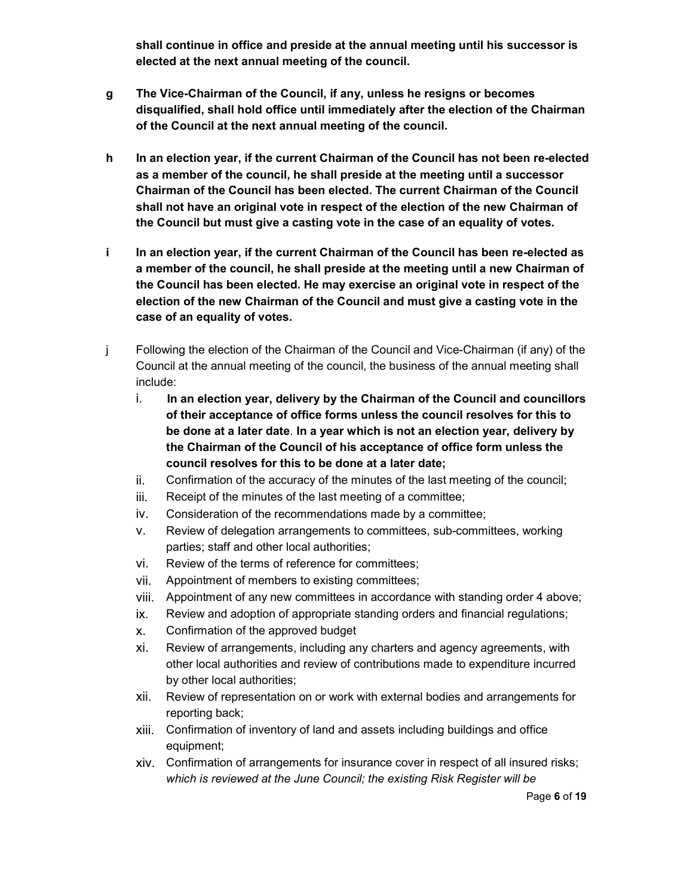**shall continue in office and preside at the annual meeting until his successor is elected at the next annual meeting of the council.**

**g** **The Vice-Chairman of the Council, if any, unless he resigns or becomes disqualified, shall hold office until immediately after the election of the Chairman of the Council at the next annual meeting of the council.**

**h** **In an election year, if the current Chairman of the Council has not been re-elected as a member of the council, he shall preside at the meeting until a successor Chairman of the Council has been elected. The current Chairman of the Council shall not have an original vote in respect of the election of the new Chairman of the Council but must give a casting vote in the case of an equality of votes.**

**i** **In an election year, if the current Chairman of the Council has been re-elected as a member of the council, he shall preside at the meeting until a new Chairman of the Council has been elected. He may exercise an original vote in respect of the election of the new Chairman of the Council and must give a casting vote in the case of an equality of votes.**

j Following the election of the Chairman of the Council and Vice-Chairman (if any) of the Council at the annual meeting of the council, the business of the annual meeting shall include:

i. **In an election year, delivery by the Chairman of the Council and councillors of their acceptance of office forms unless the council resolves for this to be done at a later date**. **In a year which is not an election year, delivery by the Chairman of the Council of his acceptance of office form unless the council resolves for this to be done at a later date;**
ii. Confirmation of the accuracy of the minutes of the last meeting of the council;
iii. Receipt of the minutes of the last meeting of a committee;
iv. Consideration of the recommendations made by a committee;
v. Review of delegation arrangements to committees, sub-committees, working parties; staff and other local authorities;
vi. Review of the terms of reference for committees;
vii. Appointment of members to existing committees;
viii. Appointment of any new committees in accordance with standing order 4 above;
ix. Review and adoption of appropriate standing orders and financial regulations;
x. Confirmation of the approved budget
xi. Review of arrangements, including any charters and agency agreements, with other local authorities and review of contributions made to expenditure incurred by other local authorities;
xii. Review of representation on or work with external bodies and arrangements for reporting back;
xiii. Confirmation of inventory of land and assets including buildings and office equipment;
xiv. Confirmation of arrangements for insurance cover in respect of all insured risks; *which is reviewed at the June Council; the existing Risk Register will be*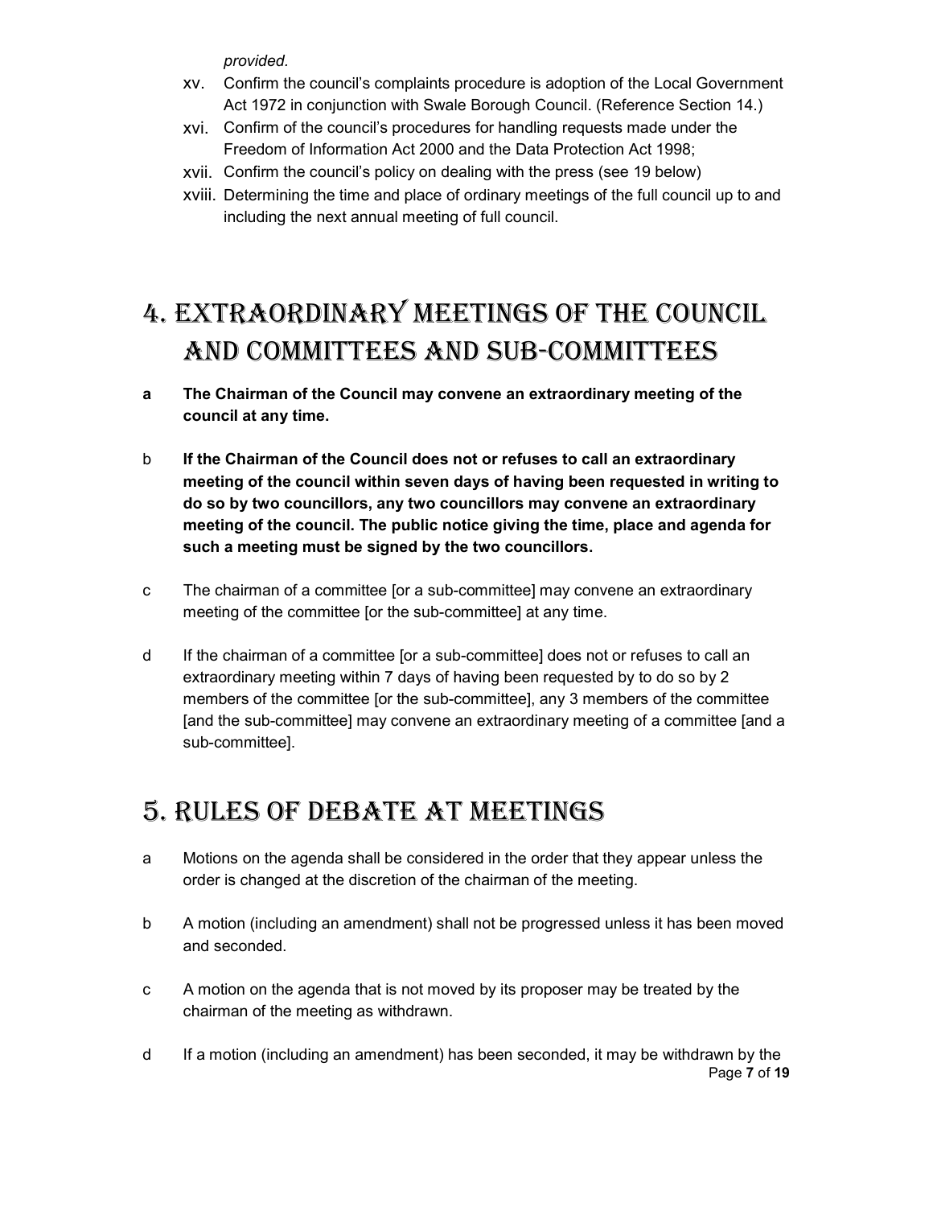*provided.*

xv. Confirm the council's complaints procedure is adoption of the Local Government Act 1972 in conjunction with Swale Borough Council. (Reference Section 14.)

xvi. Confirm of the council's procedures for handling requests made under the Freedom of Information Act 2000 and the Data Protection Act 1998;

xvii. Confirm the council's policy on dealing with the press (see 19 below)

xviii. Determining the time and place of ordinary meetings of the full council up to and including the next annual meeting of full council.

# 4. Extraordinary meetings of the council and committees and sub-committees

**a** **The Chairman of the Council may convene an extraordinary meeting of the council at any time.**

b **If the Chairman of the Council does not or refuses to call an extraordinary meeting of the council within seven days of having been requested in writing to do so by two councillors, any two councillors may convene an extraordinary meeting of the council. The public notice giving the time, place and agenda for such a meeting must be signed by the two councillors.**

c The chairman of a committee [or a sub-committee] may convene an extraordinary meeting of the committee [or the sub-committee] at any time.

d If the chairman of a committee [or a sub-committee] does not or refuses to call an extraordinary meeting within 7 days of having been requested by to do so by 2 members of the committee [or the sub-committee], any 3 members of the committee [and the sub-committee] may convene an extraordinary meeting of a committee [and a sub-committee].

# 5. Rules of debate at meetings

a Motions on the agenda shall be considered in the order that they appear unless the order is changed at the discretion of the chairman of the meeting.

b A motion (including an amendment) shall not be progressed unless it has been moved and seconded.

c A motion on the agenda that is not moved by its proposer may be treated by the chairman of the meeting as withdrawn.

d If a motion (including an amendment) has been seconded, it may be withdrawn by the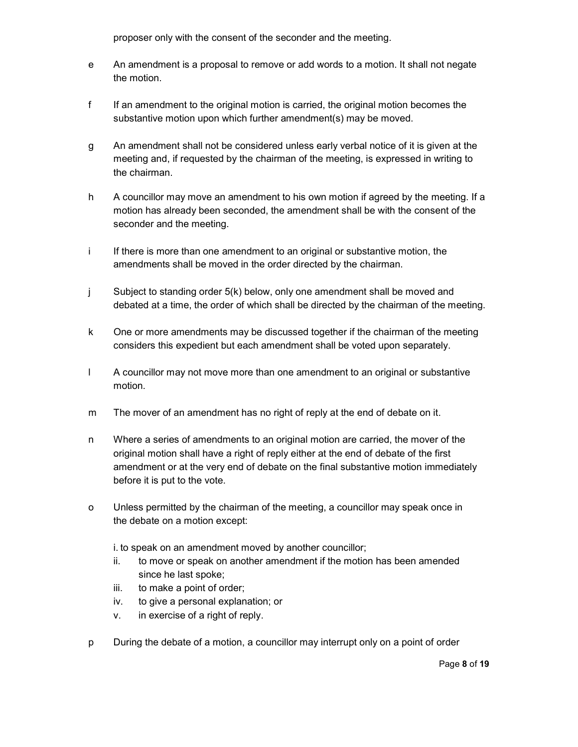proposer only with the consent of the seconder and the meeting.

e An amendment is a proposal to remove or add words to a motion. It shall not negate the motion.

f If an amendment to the original motion is carried, the original motion becomes the substantive motion upon which further amendment(s) may be moved.

g An amendment shall not be considered unless early verbal notice of it is given at the meeting and, if requested by the chairman of the meeting, is expressed in writing to the chairman.

h A councillor may move an amendment to his own motion if agreed by the meeting. If a motion has already been seconded, the amendment shall be with the consent of the seconder and the meeting.

i If there is more than one amendment to an original or substantive motion, the amendments shall be moved in the order directed by the chairman.

j Subject to standing order 5(k) below, only one amendment shall be moved and debated at a time, the order of which shall be directed by the chairman of the meeting.

k One or more amendments may be discussed together if the chairman of the meeting considers this expedient but each amendment shall be voted upon separately.

l A councillor may not move more than one amendment to an original or substantive motion.

m The mover of an amendment has no right of reply at the end of debate on it.

n Where a series of amendments to an original motion are carried, the mover of the original motion shall have a right of reply either at the end of debate of the first amendment or at the very end of debate on the final substantive motion immediately before it is put to the vote.

o Unless permitted by the chairman of the meeting, a councillor may speak once in the debate on a motion except:

i. to speak on an amendment moved by another councillor;
ii. to move or speak on another amendment if the motion has been amended since he last spoke;
iii. to make a point of order;
iv. to give a personal explanation; or
v. in exercise of a right of reply.

p During the debate of a motion, a councillor may interrupt only on a point of order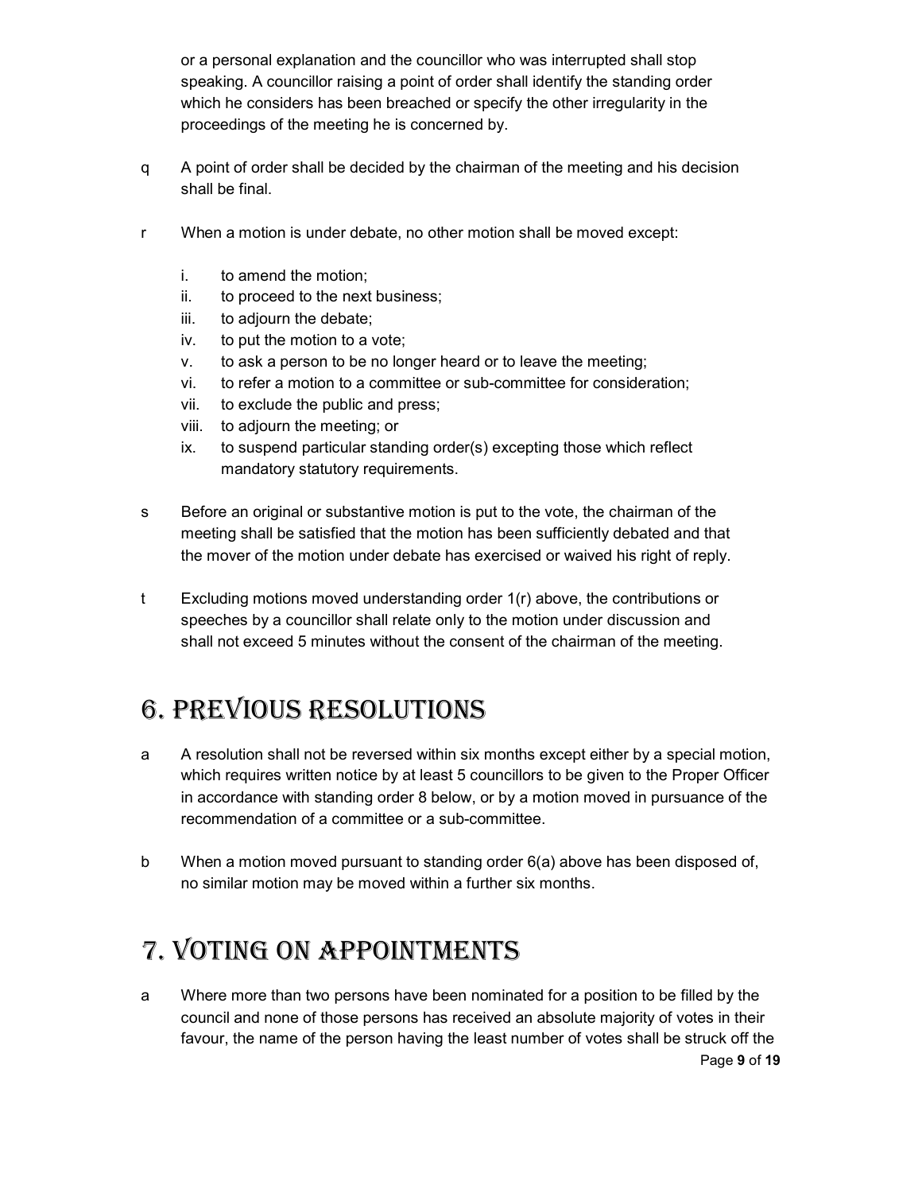or a personal explanation and the councillor who was interrupted shall stop speaking. A councillor raising a point of order shall identify the standing order which he considers has been breached or specify the other irregularity in the proceedings of the meeting he is concerned by.

q A point of order shall be decided by the chairman of the meeting and his decision shall be final.

r When a motion is under debate, no other motion shall be moved except:

   i. to amend the motion;
   ii. to proceed to the next business;
   iii. to adjourn the debate;
   iv. to put the motion to a vote;
   v. to ask a person to be no longer heard or to leave the meeting;
   vi. to refer a motion to a committee or sub-committee for consideration;
   vii. to exclude the public and press;
   viii. to adjourn the meeting; or
   ix. to suspend particular standing order(s) excepting those which reflect mandatory statutory requirements.

s Before an original or substantive motion is put to the vote, the chairman of the meeting shall be satisfied that the motion has been sufficiently debated and that the mover of the motion under debate has exercised or waived his right of reply.

t Excluding motions moved understanding order 1(r) above, the contributions or speeches by a councillor shall relate only to the motion under discussion and shall not exceed 5 minutes without the consent of the chairman of the meeting.

# 6. Previous Resolutions

a A resolution shall not be reversed within six months except either by a special motion, which requires written notice by at least 5 councillors to be given to the Proper Officer in accordance with standing order 8 below, or by a motion moved in pursuance of the recommendation of a committee or a sub-committee.

b When a motion moved pursuant to standing order 6(a) above has been disposed of, no similar motion may be moved within a further six months.

# 7. Voting on Appointments

a Where more than two persons have been nominated for a position to be filled by the council and none of those persons has received an absolute majority of votes in their favour, the name of the person having the least number of votes shall be struck off the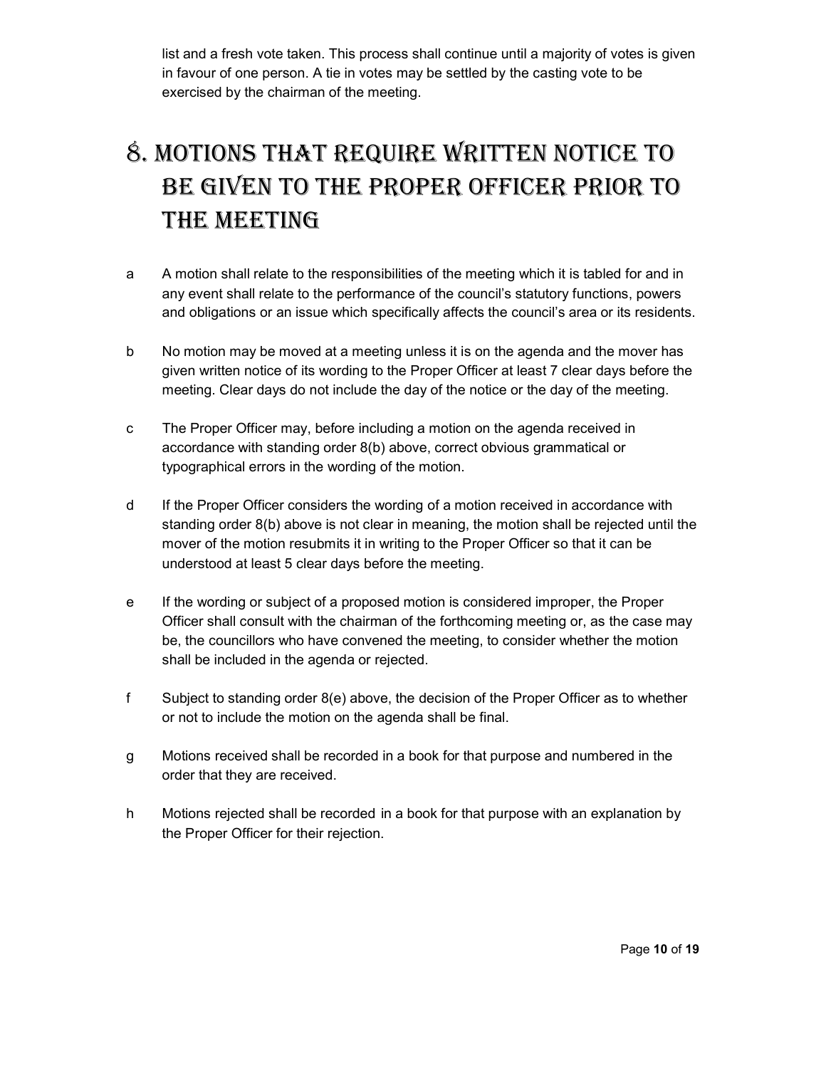list and a fresh vote taken. This process shall continue until a majority of votes is given in favour of one person. A tie in votes may be settled by the casting vote to be exercised by the chairman of the meeting.

# 8. Motions that require written notice to be given to the Proper Officer prior to the meeting

a A motion shall relate to the responsibilities of the meeting which it is tabled for and in any event shall relate to the performance of the council's statutory functions, powers and obligations or an issue which specifically affects the council's area or its residents.

b No motion may be moved at a meeting unless it is on the agenda and the mover has given written notice of its wording to the Proper Officer at least 7 clear days before the meeting. Clear days do not include the day of the notice or the day of the meeting.

c The Proper Officer may, before including a motion on the agenda received in accordance with standing order 8(b) above, correct obvious grammatical or typographical errors in the wording of the motion.

d If the Proper Officer considers the wording of a motion received in accordance with standing order 8(b) above is not clear in meaning, the motion shall be rejected until the mover of the motion resubmits it in writing to the Proper Officer so that it can be understood at least 5 clear days before the meeting.

e If the wording or subject of a proposed motion is considered improper, the Proper Officer shall consult with the chairman of the forthcoming meeting or, as the case may be, the councillors who have convened the meeting, to consider whether the motion shall be included in the agenda or rejected.

f Subject to standing order 8(e) above, the decision of the Proper Officer as to whether or not to include the motion on the agenda shall be final.

g Motions received shall be recorded in a book for that purpose and numbered in the order that they are received.

h Motions rejected shall be recorded in a book for that purpose with an explanation by the Proper Officer for their rejection.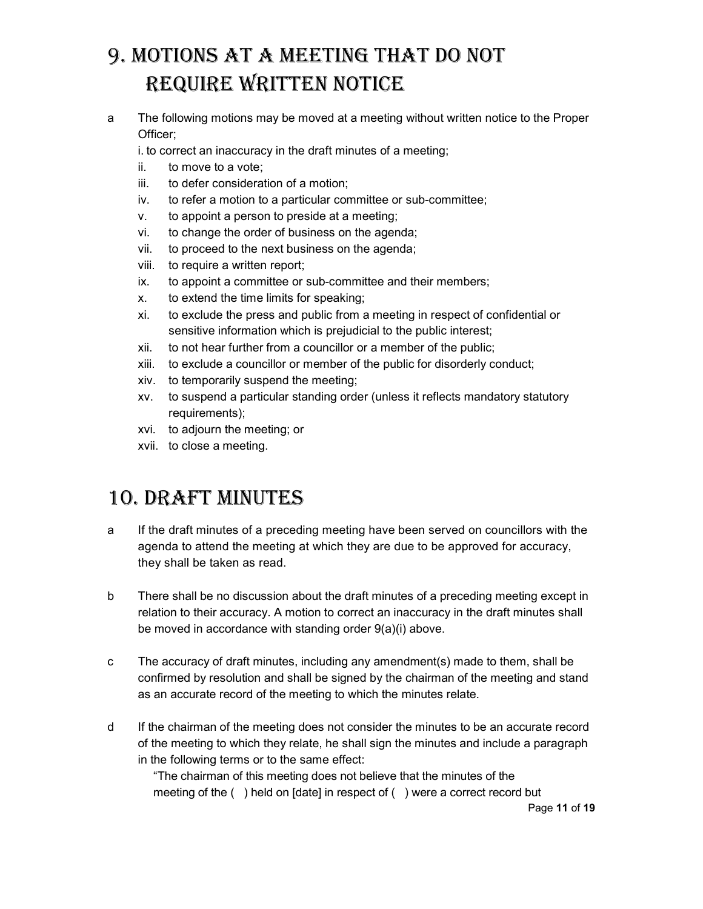# 9. Motions at a meeting that do not require written notice

a The following motions may be moved at a meeting without written notice to the Proper Officer;

i. to correct an inaccuracy in the draft minutes of a meeting;
ii. to move to a vote;
iii. to defer consideration of a motion;
iv. to refer a motion to a particular committee or sub-committee;
v. to appoint a person to preside at a meeting;
vi. to change the order of business on the agenda;
vii. to proceed to the next business on the agenda;
viii. to require a written report;
ix. to appoint a committee or sub-committee and their members;
x. to extend the time limits for speaking;
xi. to exclude the press and public from a meeting in respect of confidential or sensitive information which is prejudicial to the public interest;
xii. to not hear further from a councillor or a member of the public;
xiii. to exclude a councillor or member of the public for disorderly conduct;
xiv. to temporarily suspend the meeting;
xv. to suspend a particular standing order (unless it reflects mandatory statutory requirements);
xvi. to adjourn the meeting; or
xvii. to close a meeting.

# 10. Draft minutes

a If the draft minutes of a preceding meeting have been served on councillors with the agenda to attend the meeting at which they are due to be approved for accuracy, they shall be taken as read.

b There shall be no discussion about the draft minutes of a preceding meeting except in relation to their accuracy. A motion to correct an inaccuracy in the draft minutes shall be moved in accordance with standing order 9(a)(i) above.

c The accuracy of draft minutes, including any amendment(s) made to them, shall be confirmed by resolution and shall be signed by the chairman of the meeting and stand as an accurate record of the meeting to which the minutes relate.

d If the chairman of the meeting does not consider the minutes to be an accurate record of the meeting to which they relate, he shall sign the minutes and include a paragraph in the following terms or to the same effect:

"The chairman of this meeting does not believe that the minutes of the meeting of the ( ) held on [date] in respect of ( ) were a correct record but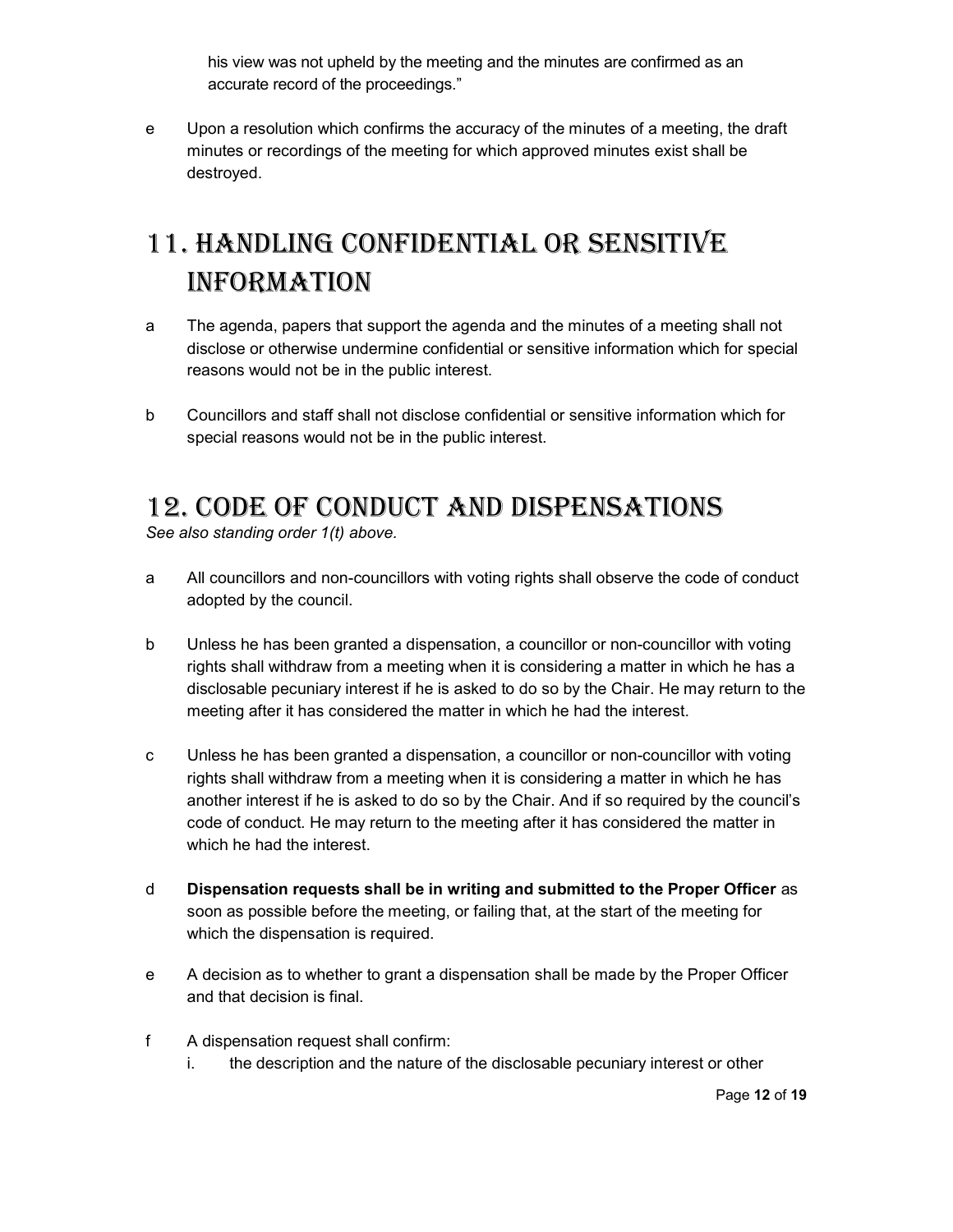his view was not upheld by the meeting and the minutes are confirmed as an accurate record of the proceedings."

e Upon a resolution which confirms the accuracy of the minutes of a meeting, the draft minutes or recordings of the meeting for which approved minutes exist shall be destroyed.

# 11. Handling confidential or sensitive information

a The agenda, papers that support the agenda and the minutes of a meeting shall not disclose or otherwise undermine confidential or sensitive information which for special reasons would not be in the public interest.

b Councillors and staff shall not disclose confidential or sensitive information which for special reasons would not be in the public interest.

# 12. Code of conduct and dispensations

*See also standing order 1(t) above.*

a All councillors and non-councillors with voting rights shall observe the code of conduct adopted by the council.

b Unless he has been granted a dispensation, a councillor or non-councillor with voting rights shall withdraw from a meeting when it is considering a matter in which he has a disclosable pecuniary interest if he is asked to do so by the Chair. He may return to the meeting after it has considered the matter in which he had the interest.

c Unless he has been granted a dispensation, a councillor or non-councillor with voting rights shall withdraw from a meeting when it is considering a matter in which he has another interest if he is asked to do so by the Chair. And if so required by the council's code of conduct. He may return to the meeting after it has considered the matter in which he had the interest.

d **Dispensation requests shall be in writing and submitted to the Proper Officer** as soon as possible before the meeting, or failing that, at the start of the meeting for which the dispensation is required.

e A decision as to whether to grant a dispensation shall be made by the Proper Officer and that decision is final.

f A dispensation request shall confirm:

   i. the description and the nature of the disclosable pecuniary interest or other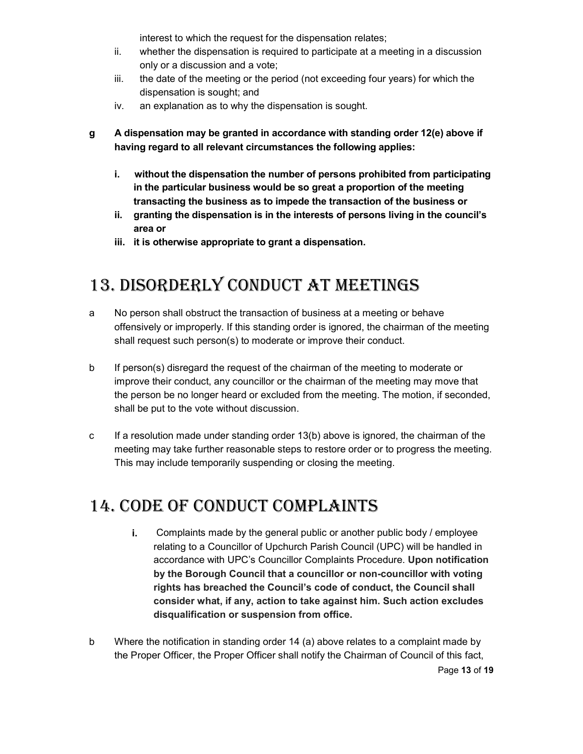interest to which the request for the dispensation relates;

ii. whether the dispensation is required to participate at a meeting in a discussion only or a discussion and a vote;

iii. the date of the meeting or the period (not exceeding four years) for which the dispensation is sought; and

iv. an explanation as to why the dispensation is sought.

**g A dispensation may be granted in accordance with standing order 12(e) above if having regard to all relevant circumstances the following applies:**

**i. without the dispensation the number of persons prohibited from participating in the particular business would be so great a proportion of the meeting transacting the business as to impede the transaction of the business or**

**ii. granting the dispensation is in the interests of persons living in the council's area or**

**iii. it is otherwise appropriate to grant a dispensation.**

## 13. Disorderly conduct at meetings

a No person shall obstruct the transaction of business at a meeting or behave offensively or improperly. If this standing order is ignored, the chairman of the meeting shall request such person(s) to moderate or improve their conduct.

b If person(s) disregard the request of the chairman of the meeting to moderate or improve their conduct, any councillor or the chairman of the meeting may move that the person be no longer heard or excluded from the meeting. The motion, if seconded, shall be put to the vote without discussion.

c If a resolution made under standing order 13(b) above is ignored, the chairman of the meeting may take further reasonable steps to restore order or to progress the meeting. This may include temporarily suspending or closing the meeting.

## 14. Code of Conduct complaints

**i.** Complaints made by the general public or another public body / employee relating to a Councillor of Upchurch Parish Council (UPC) will be handled in accordance with UPC's Councillor Complaints Procedure. **Upon notification by the Borough Council that a councillor or non-councillor with voting rights has breached the Council's code of conduct, the Council shall consider what, if any, action to take against him. Such action excludes disqualification or suspension from office.**

b Where the notification in standing order 14 (a) above relates to a complaint made by the Proper Officer, the Proper Officer shall notify the Chairman of Council of this fact,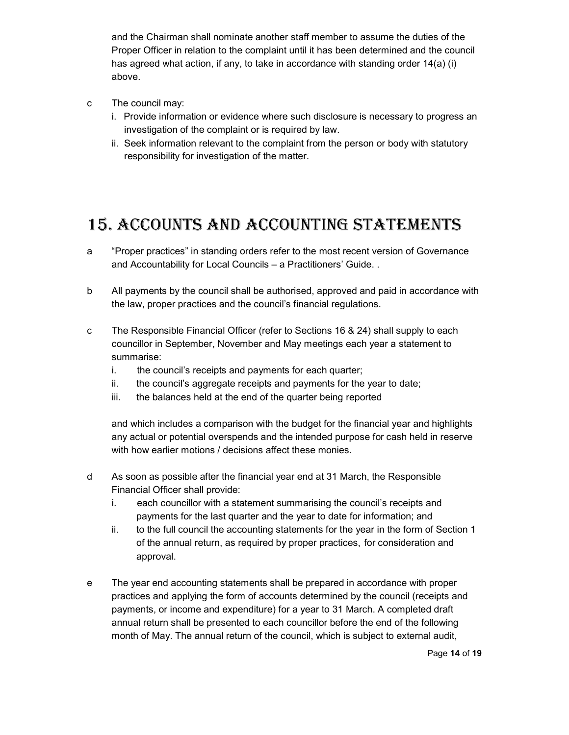and the Chairman shall nominate another staff member to assume the duties of the Proper Officer in relation to the complaint until it has been determined and the council has agreed what action, if any, to take in accordance with standing order 14(a) (i) above.

c The council may:

i. Provide information or evidence where such disclosure is necessary to progress an investigation of the complaint or is required by law.

ii. Seek information relevant to the complaint from the person or body with statutory responsibility for investigation of the matter.

# 15. ACCOUNTS AND ACCOUNTING STATEMENTS

a “Proper practices” in standing orders refer to the most recent version of Governance and Accountability for Local Councils – a Practitioners’ Guide. .

b All payments by the council shall be authorised, approved and paid in accordance with the law, proper practices and the council’s financial regulations.

c The Responsible Financial Officer (refer to Sections 16 & 24) shall supply to each councillor in September, November and May meetings each year a statement to summarise:

i. the council’s receipts and payments for each quarter;

ii. the council’s aggregate receipts and payments for the year to date;

iii. the balances held at the end of the quarter being reported

and which includes a comparison with the budget for the financial year and highlights any actual or potential overspends and the intended purpose for cash held in reserve with how earlier motions / decisions affect these monies.

d As soon as possible after the financial year end at 31 March, the Responsible Financial Officer shall provide:

i. each councillor with a statement summarising the council’s receipts and payments for the last quarter and the year to date for information; and

ii. to the full council the accounting statements for the year in the form of Section 1 of the annual return, as required by proper practices, for consideration and approval.

e The year end accounting statements shall be prepared in accordance with proper practices and applying the form of accounts determined by the council (receipts and payments, or income and expenditure) for a year to 31 March. A completed draft annual return shall be presented to each councillor before the end of the following month of May. The annual return of the council, which is subject to external audit,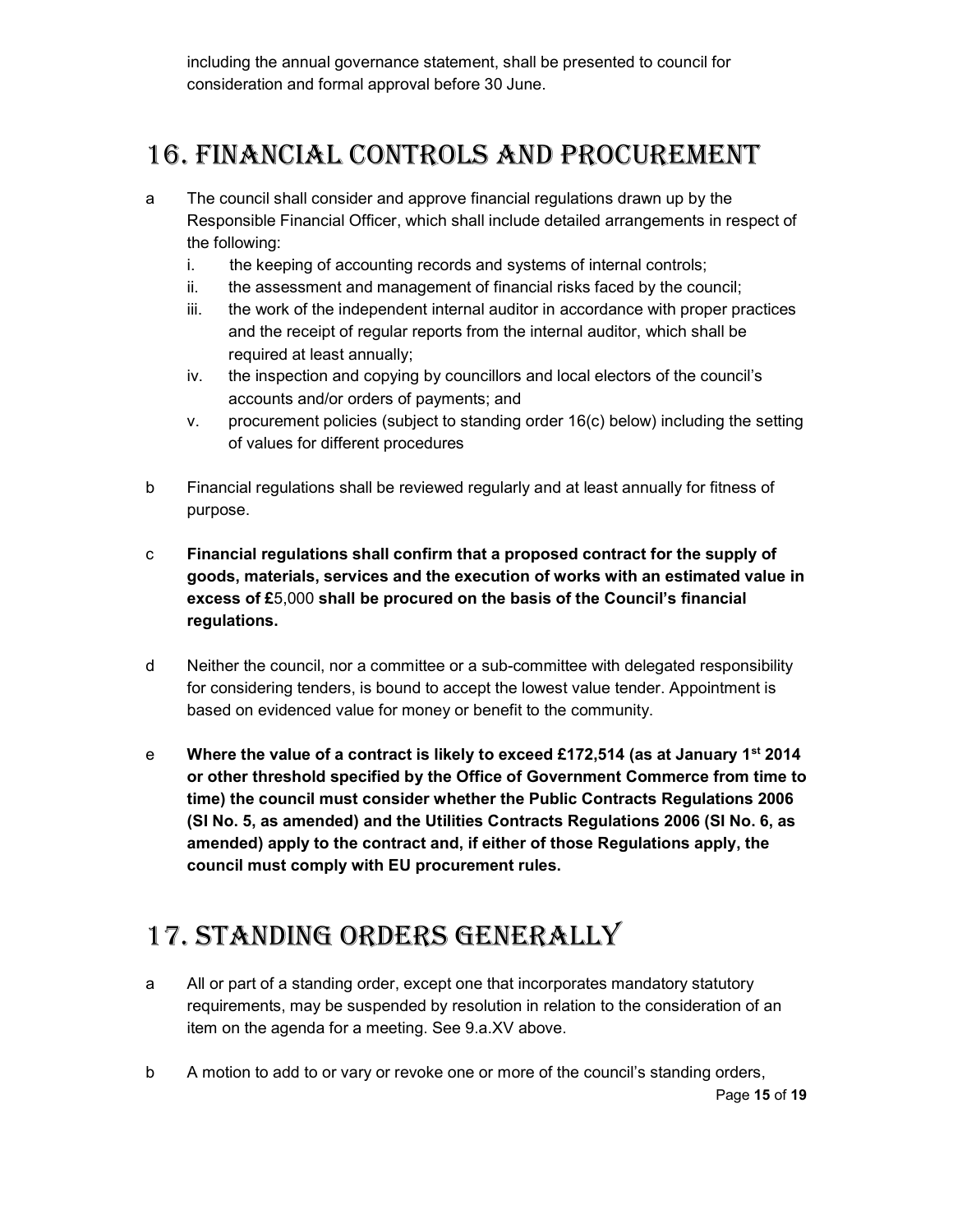including the annual governance statement, shall be presented to council for consideration and formal approval before 30 June.

# 16. FINANCIAL CONTROLS AND PROCUREMENT

a The council shall consider and approve financial regulations drawn up by the Responsible Financial Officer, which shall include detailed arrangements in respect of the following:

   i. the keeping of accounting records and systems of internal controls;
   ii. the assessment and management of financial risks faced by the council;
   iii. the work of the independent internal auditor in accordance with proper practices and the receipt of regular reports from the internal auditor, which shall be required at least annually;
   iv. the inspection and copying by councillors and local electors of the council's accounts and/or orders of payments; and
   v. procurement policies (subject to standing order 16(c) below) including the setting of values for different procedures

b Financial regulations shall be reviewed regularly and at least annually for fitness of purpose.

c **Financial regulations shall confirm that a proposed contract for the supply of goods, materials, services and the execution of works with an estimated value in excess of £**5,000 **shall be procured on the basis of the Council's financial regulations.**

d Neither the council, nor a committee or a sub-committee with delegated responsibility for considering tenders, is bound to accept the lowest value tender. Appointment is based on evidenced value for money or benefit to the community.

e **Where the value of a contract is likely to exceed £172,514 (as at January 1st 2014 or other threshold specified by the Office of Government Commerce from time to time) the council must consider whether the Public Contracts Regulations 2006 (SI No. 5, as amended) and the Utilities Contracts Regulations 2006 (SI No. 6, as amended) apply to the contract and, if either of those Regulations apply, the council must comply with EU procurement rules.**

# 17. STANDING ORDERS GENERALLY

a All or part of a standing order, except one that incorporates mandatory statutory requirements, may be suspended by resolution in relation to the consideration of an item on the agenda for a meeting. See 9.a.XV above.

b A motion to add to or vary or revoke one or more of the council's standing orders,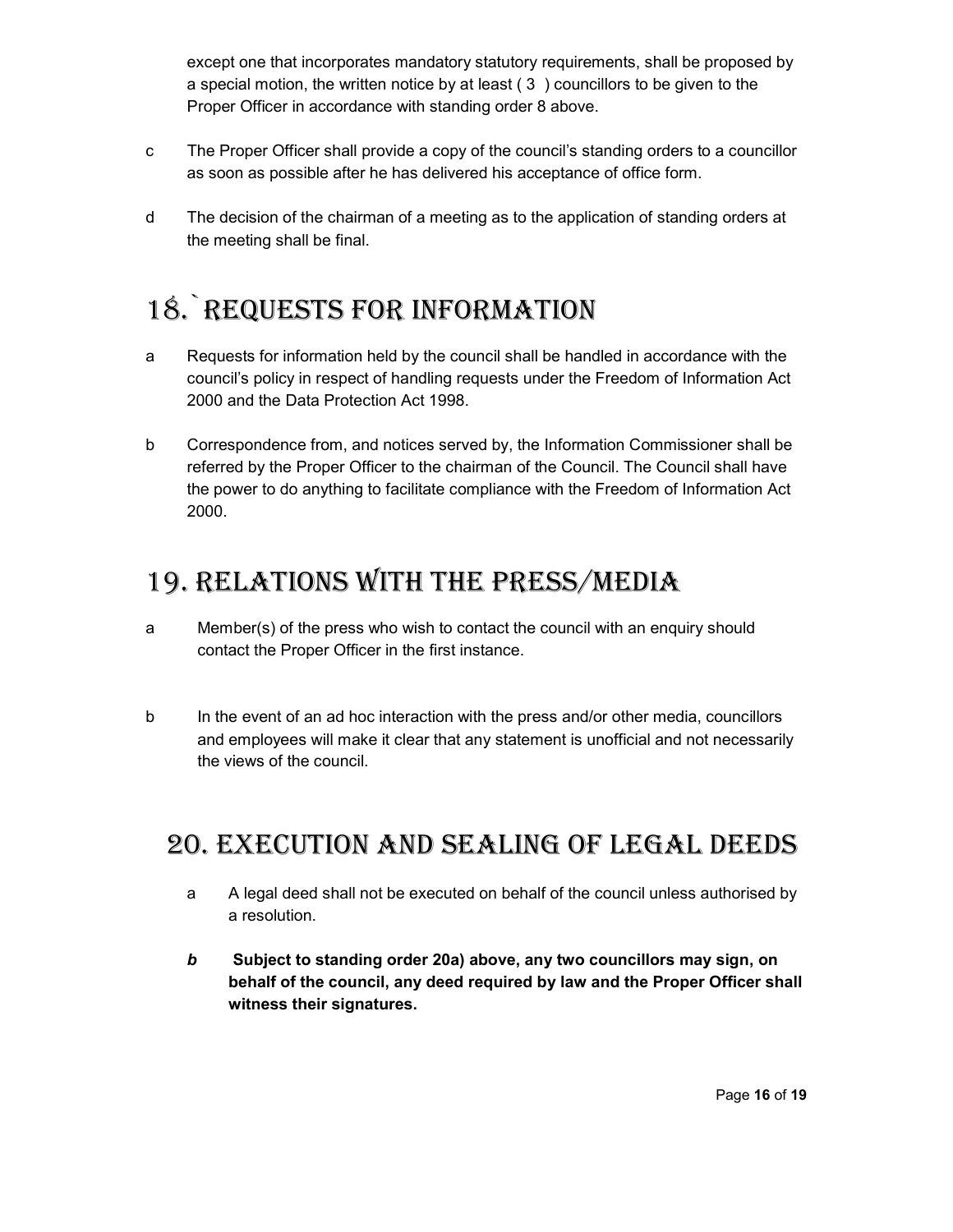except one that incorporates mandatory statutory requirements, shall be proposed by a special motion, the written notice by at least ( 3 ) councillors to be given to the Proper Officer in accordance with standing order 8 above.

c The Proper Officer shall provide a copy of the council's standing orders to a councillor as soon as possible after he has delivered his acceptance of office form.

d The decision of the chairman of a meeting as to the application of standing orders at the meeting shall be final.

# 18.` REQUESTS FOR INFORMATION

a Requests for information held by the council shall be handled in accordance with the council's policy in respect of handling requests under the Freedom of Information Act 2000 and the Data Protection Act 1998.

b Correspondence from, and notices served by, the Information Commissioner shall be referred by the Proper Officer to the chairman of the Council. The Council shall have the power to do anything to facilitate compliance with the Freedom of Information Act 2000.

# 19. RELATIONS WITH THE PRESS/MEDIA

a Member(s) of the press who wish to contact the council with an enquiry should contact the Proper Officer in the first instance.

b In the event of an ad hoc interaction with the press and/or other media, councillors and employees will make it clear that any statement is unofficial and not necessarily the views of the council.

# 20. EXECUTION AND SEALING OF LEGAL DEEDS

a A legal deed shall not be executed on behalf of the council unless authorised by a resolution.

***b*** **Subject to standing order 20a) above, any two councillors may sign, on behalf of the council, any deed required by law and the Proper Officer shall witness their signatures.**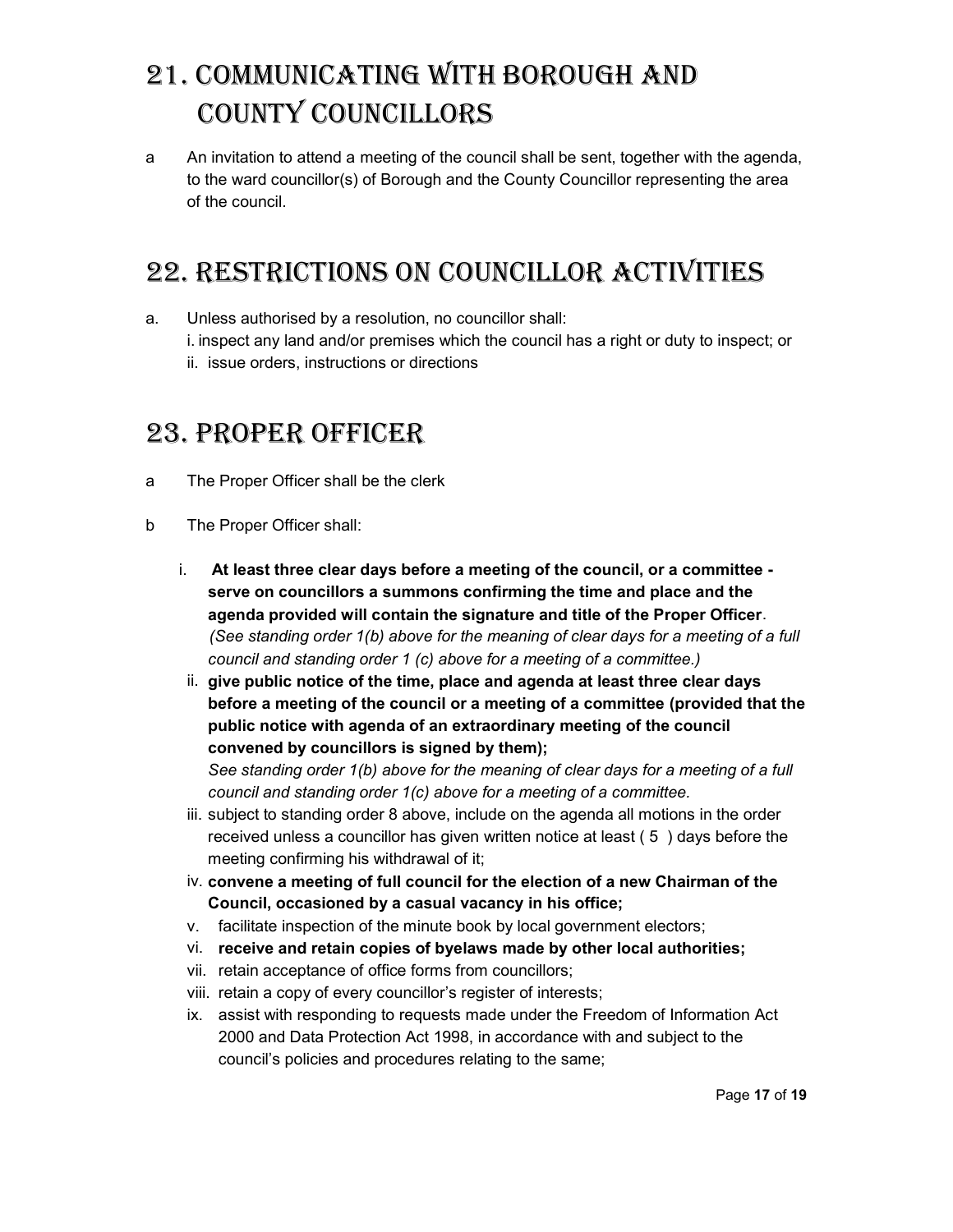# 21. COMMUNICATING WITH BOROUGH AND COUNTY COUNCILLORS

a An invitation to attend a meeting of the council shall be sent, together with the agenda, to the ward councillor(s) of Borough and the County Councillor representing the area of the council.

# 22. RESTRICTIONS ON COUNCILLOR ACTIVITIES

a. Unless authorised by a resolution, no councillor shall:
   i. inspect any land and/or premises which the council has a right or duty to inspect; or
   ii. issue orders, instructions or directions

# 23. PROPER OFFICER

a The Proper Officer shall be the clerk

b The Proper Officer shall:

   i. **At least three clear days before a meeting of the council, or a committee - serve on councillors a summons confirming the time and place and the agenda provided will contain the signature and title of the Proper Officer**. *(See standing order 1(b) above for the meaning of clear days for a meeting of a full council and standing order 1 (c) above for a meeting of a committee.)*
   ii. **give public notice of the time, place and agenda at least three clear days before a meeting of the council or a meeting of a committee (provided that the public notice with agenda of an extraordinary meeting of the council convened by councillors is signed by them);**
   *See standing order 1(b) above for the meaning of clear days for a meeting of a full council and standing order 1(c) above for a meeting of a committee.*
   iii. subject to standing order 8 above, include on the agenda all motions in the order received unless a councillor has given written notice at least ( 5 ) days before the meeting confirming his withdrawal of it;
   iv. **convene a meeting of full council for the election of a new Chairman of the Council, occasioned by a casual vacancy in his office;**
   v. facilitate inspection of the minute book by local government electors;
   vi. **receive and retain copies of byelaws made by other local authorities;**
   vii. retain acceptance of office forms from councillors;
   viii. retain a copy of every councillor's register of interests;
   ix. assist with responding to requests made under the Freedom of Information Act 2000 and Data Protection Act 1998, in accordance with and subject to the council's policies and procedures relating to the same;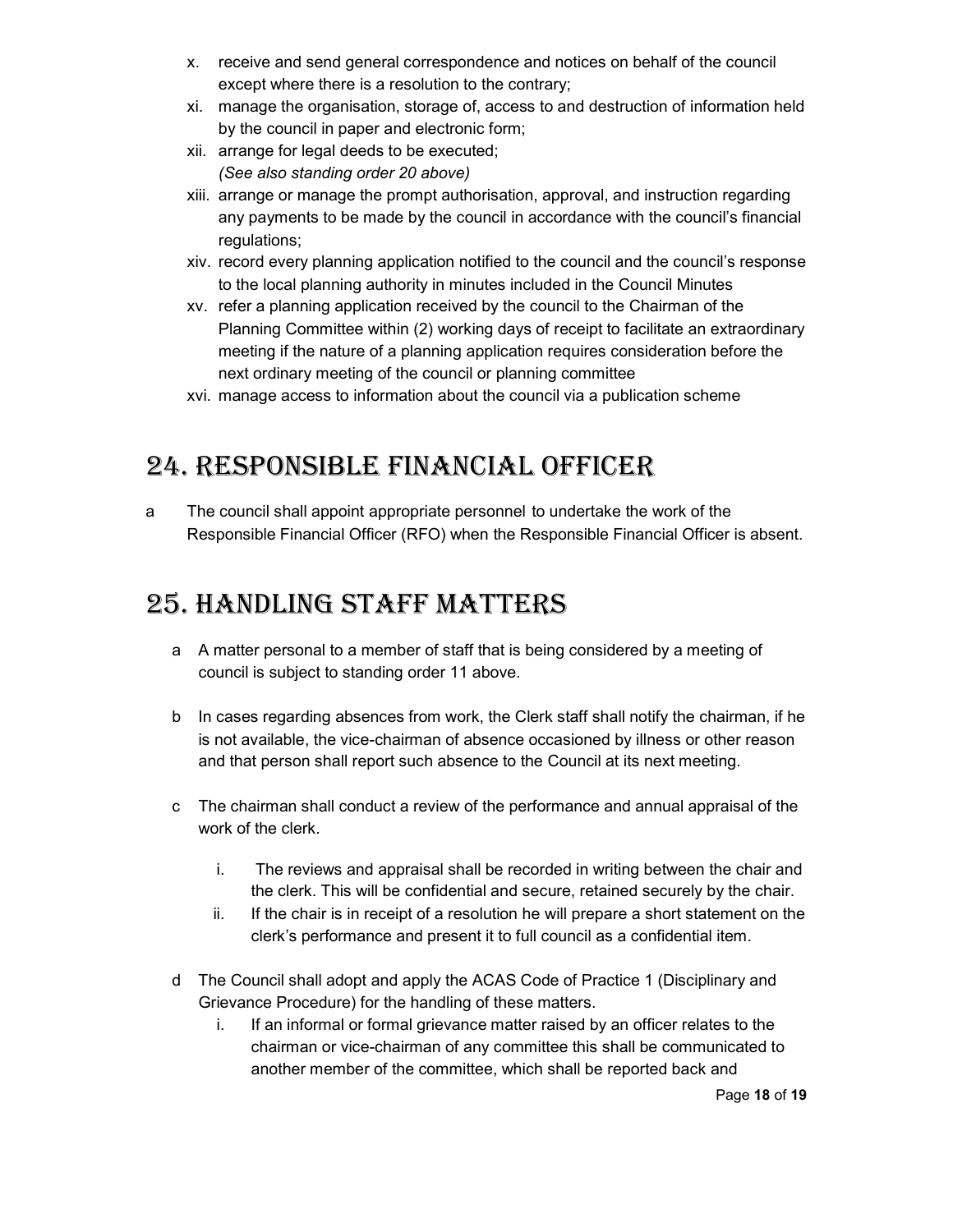x. receive and send general correspondence and notices on behalf of the council except where there is a resolution to the contrary;
xi. manage the organisation, storage of, access to and destruction of information held by the council in paper and electronic form;
xii. arrange for legal deeds to be executed;
*(See also standing order 20 above)*
xiii. arrange or manage the prompt authorisation, approval, and instruction regarding any payments to be made by the council in accordance with the council's financial regulations;
xiv. record every planning application notified to the council and the council's response to the local planning authority in minutes included in the Council Minutes
xv. refer a planning application received by the council to the Chairman of the Planning Committee within (2) working days of receipt to facilitate an extraordinary meeting if the nature of a planning application requires consideration before the next ordinary meeting of the council or planning committee
xvi. manage access to information about the council via a publication scheme

## 24. Responsible Financial Officer

a The council shall appoint appropriate personnel to undertake the work of the Responsible Financial Officer (RFO) when the Responsible Financial Officer is absent.

## 25. Handling Staff Matters

a A matter personal to a member of staff that is being considered by a meeting of council is subject to standing order 11 above.

b In cases regarding absences from work, the Clerk staff shall notify the chairman, if he is not available, the vice-chairman of absence occasioned by illness or other reason and that person shall report such absence to the Council at its next meeting.

c The chairman shall conduct a review of the performance and annual appraisal of the work of the clerk.

i. The reviews and appraisal shall be recorded in writing between the chair and the clerk. This will be confidential and secure, retained securely by the chair.
ii. If the chair is in receipt of a resolution he will prepare a short statement on the clerk's performance and present it to full council as a confidential item.

d The Council shall adopt and apply the ACAS Code of Practice 1 (Disciplinary and Grievance Procedure) for the handling of these matters.

i. If an informal or formal grievance matter raised by an officer relates to the chairman or vice-chairman of any committee this shall be communicated to another member of the committee, which shall be reported back and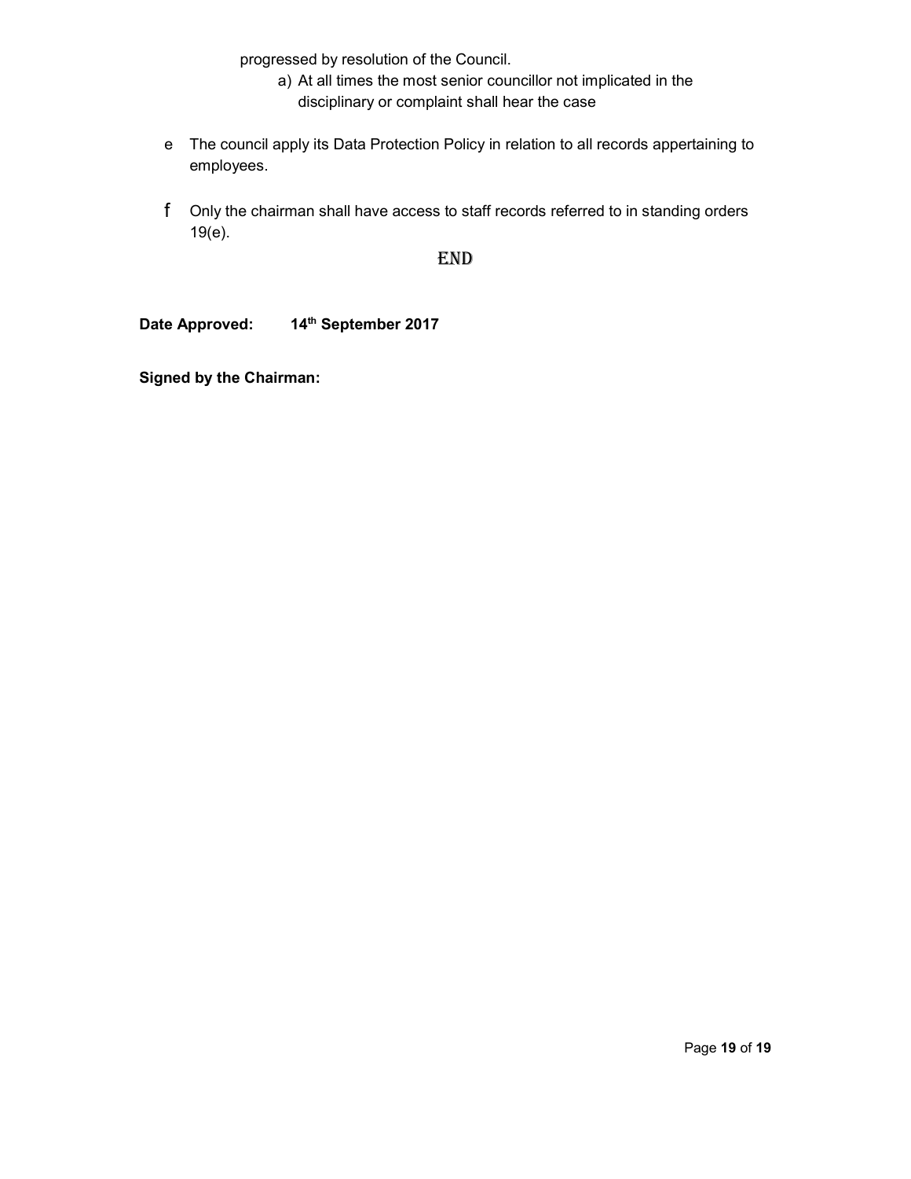progressed by resolution of the Council.

a) At all times the most senior councillor not implicated in the disciplinary or complaint shall hear the case

e The council apply its Data Protection Policy in relation to all records appertaining to employees.

f Only the chairman shall have access to staff records referred to in standing orders 19(e).

END

**Date Approved: 14th September 2017**

**Signed by the Chairman:**